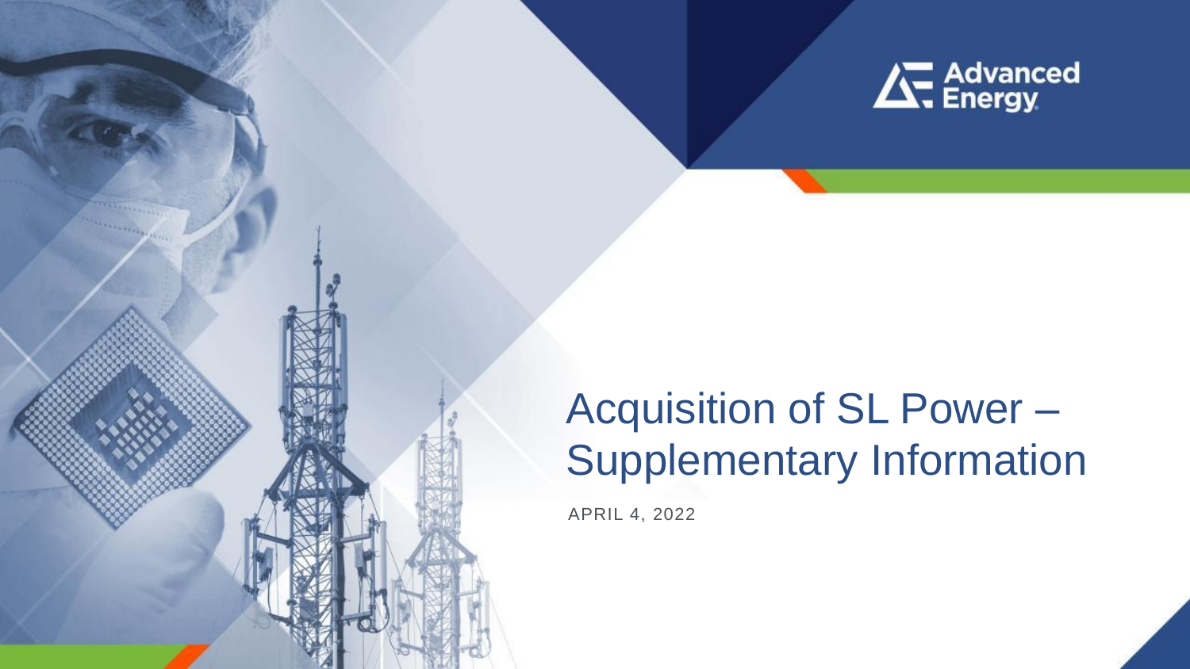Advanced Energy

# Acquisition of SL Power – Supplementary Information

APRIL 4, 2022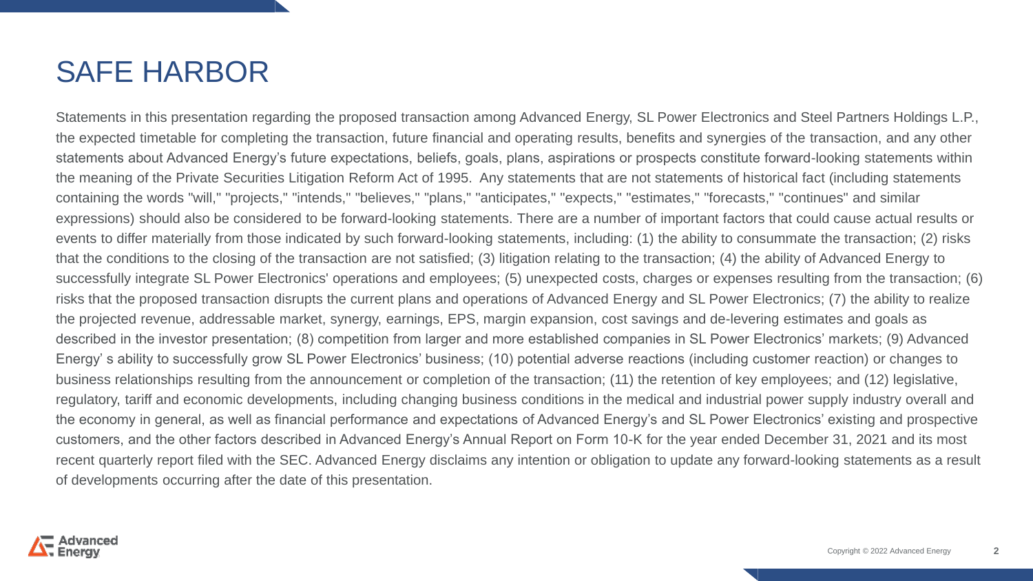# SAFE HARBOR

Statements in this presentation regarding the proposed transaction among Advanced Energy, SL Power Electronics and Steel Partners Holdings L.P., the expected timetable for completing the transaction, future financial and operating results, benefits and synergies of the transaction, and any other statements about Advanced Energy's future expectations, beliefs, goals, plans, aspirations or prospects constitute forward-looking statements within the meaning of the Private Securities Litigation Reform Act of 1995. Any statements that are not statements of historical fact (including statements containing the words "will," "projects," "intends," "believes," "plans," "anticipates," "expects," "estimates," "forecasts," "continues" and similar expressions) should also be considered to be forward-looking statements. There are a number of important factors that could cause actual results or events to differ materially from those indicated by such forward-looking statements, including: (1) the ability to consummate the transaction; (2) risks that the conditions to the closing of the transaction are not satisfied; (3) litigation relating to the transaction; (4) the ability of Advanced Energy to successfully integrate SL Power Electronics' operations and employees; (5) unexpected costs, charges or expenses resulting from the transaction; (6) risks that the proposed transaction disrupts the current plans and operations of Advanced Energy and SL Power Electronics; (7) the ability to realize the projected revenue, addressable market, synergy, earnings, EPS, margin expansion, cost savings and de-levering estimates and goals as described in the investor presentation; (8) competition from larger and more established companies in SL Power Electronics' markets; (9) Advanced Energy' s ability to successfully grow SL Power Electronics' business; (10) potential adverse reactions (including customer reaction) or changes to business relationships resulting from the announcement or completion of the transaction; (11) the retention of key employees; and (12) legislative, regulatory, tariff and economic developments, including changing business conditions in the medical and industrial power supply industry overall and the economy in general, as well as financial performance and expectations of Advanced Energy's and SL Power Electronics' existing and prospective customers, and the other factors described in Advanced Energy's Annual Report on Form 10-K for the year ended December 31, 2021 and its most recent quarterly report filed with the SEC. Advanced Energy disclaims any intention or obligation to update any forward-looking statements as a result of developments occurring after the date of this presentation.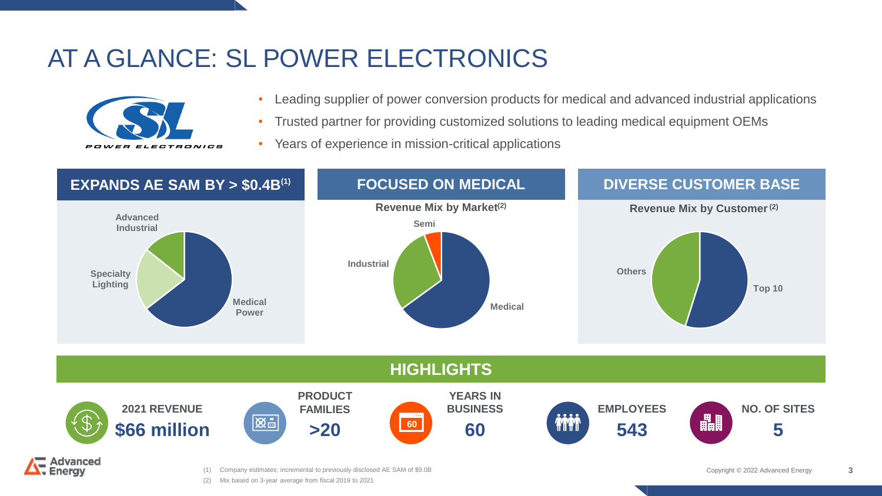# AT A GLANCE: SL POWER ELECTRONICS

- Leading supplier of power conversion products for medical and advanced industrial applications
- Trusted partner for providing customized solutions to leading medical equipment OEMs
- Years of experience in mission-critical applications

## EXPANDS AE SAM BY > $0.4B[(1)]

Advanced Industrial

Specialty Lighting

Medical Power

## FOCUSED ON MEDICAL

**Revenue Mix by Market[(2)]**

Semi

Industrial

Medical

## DIVERSE CUSTOMER BASE

**Revenue Mix by Customer[(2)]**

Others

Top 10

## HIGHLIGHTS

| 2021 REVENUE | PRODUCT FAMILIES | YEARS IN BUSINESS | EMPLOYEES | NO. OF SITES |
|---|---|---|---|---|
| $66 million | >20 | 60 | 543 | 5 |

(1) Company estimates; incremental to previously disclosed AE SAM of $9.0B

(2) Mix based on 3-year average from fiscal 2019 to 2021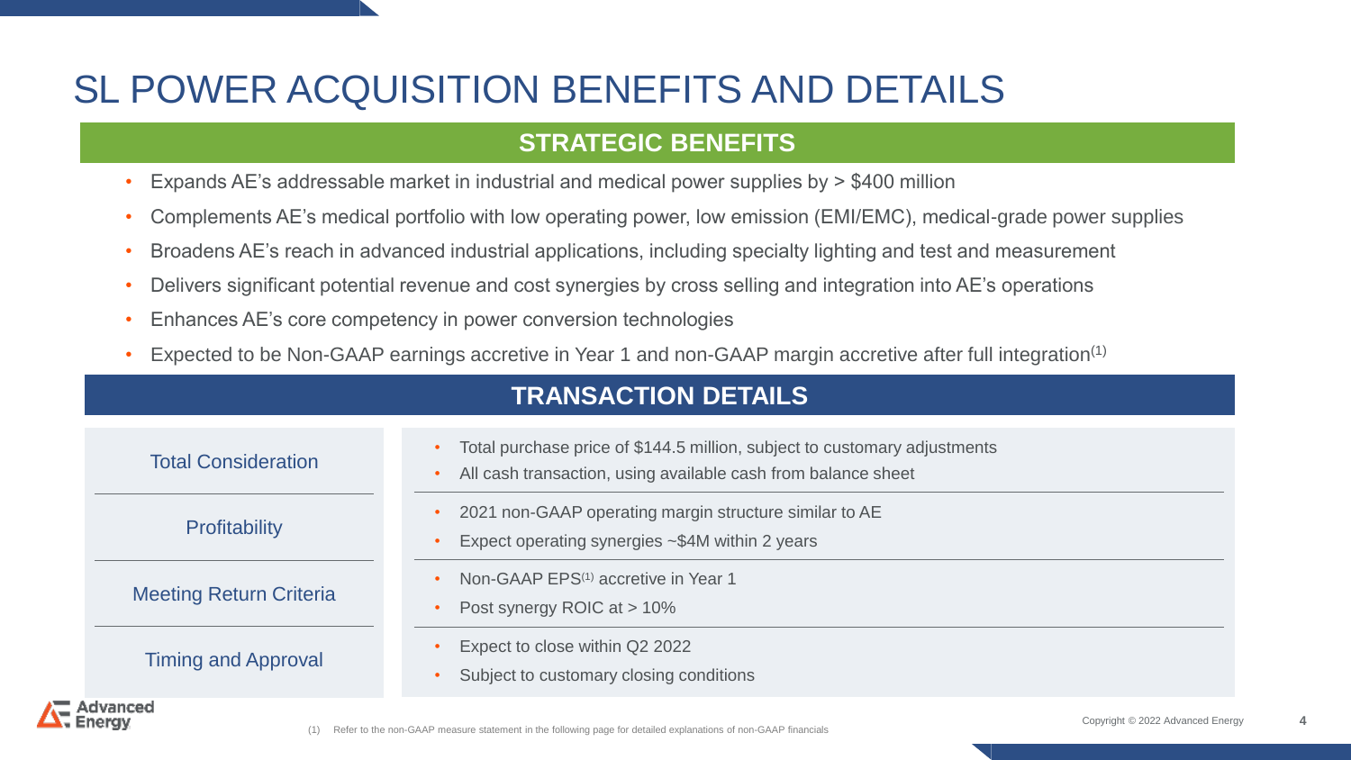# SL POWER ACQUISITION BENEFITS AND DETAILS

## STRATEGIC BENEFITS

- Expands AE's addressable market in industrial and medical power supplies by > $400 million
- Complements AE's medical portfolio with low operating power, low emission (EMI/EMC), medical-grade power supplies
- Broadens AE's reach in advanced industrial applications, including specialty lighting and test and measurement
- Delivers significant potential revenue and cost synergies by cross selling and integration into AE's operations
- Enhances AE's core competency in power conversion technologies
- Expected to be Non-GAAP earnings accretive in Year 1 and non-GAAP margin accretive after full integration[1]

## TRANSACTION DETAILS

| | |
|---|---|
| Total Consideration | • Total purchase price of $144.5 million, subject to customary adjustments<br>• All cash transaction, using available cash from balance sheet |
| Profitability | • 2021 non-GAAP operating margin structure similar to AE<br>• Expect operating synergies ~$4M within 2 years |
| Meeting Return Criteria | • Non-GAAP EPS[1] accretive in Year 1<br>• Post synergy ROIC at > 10% |
| Timing and Approval | • Expect to close within Q2 2022<br>• Subject to customary closing conditions |

(1) Refer to the non-GAAP measure statement in the following page for detailed explanations of non-GAAP financials

Copyright © 2022 Advanced Energy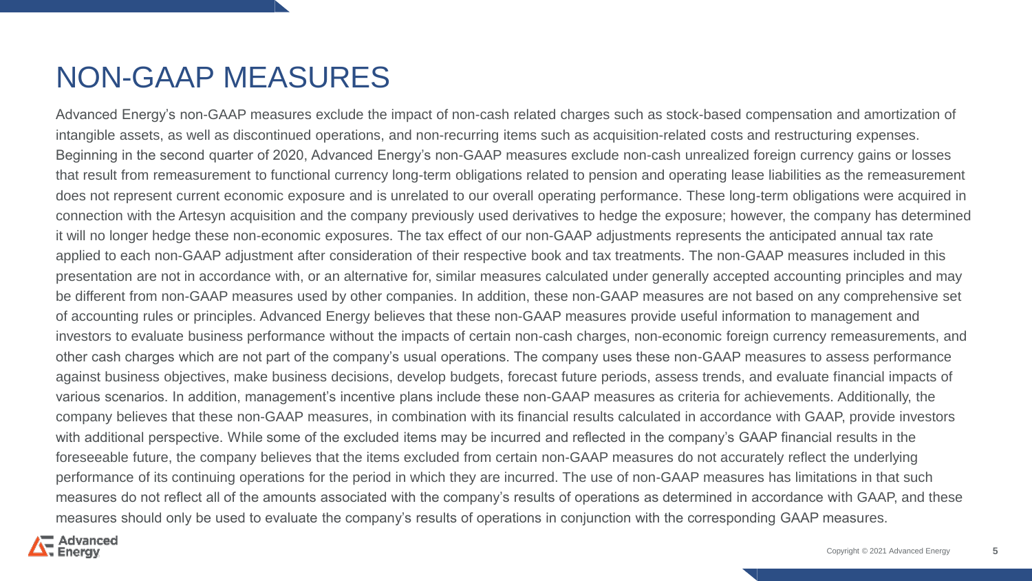# NON-GAAP MEASURES

Advanced Energy's non-GAAP measures exclude the impact of non-cash related charges such as stock-based compensation and amortization of intangible assets, as well as discontinued operations, and non-recurring items such as acquisition-related costs and restructuring expenses. Beginning in the second quarter of 2020, Advanced Energy's non-GAAP measures exclude non-cash unrealized foreign currency gains or losses that result from remeasurement to functional currency long-term obligations related to pension and operating lease liabilities as the remeasurement does not represent current economic exposure and is unrelated to our overall operating performance. These long-term obligations were acquired in connection with the Artesyn acquisition and the company previously used derivatives to hedge the exposure; however, the company has determined it will no longer hedge these non-economic exposures. The tax effect of our non-GAAP adjustments represents the anticipated annual tax rate applied to each non-GAAP adjustment after consideration of their respective book and tax treatments. The non-GAAP measures included in this presentation are not in accordance with, or an alternative for, similar measures calculated under generally accepted accounting principles and may be different from non-GAAP measures used by other companies. In addition, these non-GAAP measures are not based on any comprehensive set of accounting rules or principles. Advanced Energy believes that these non-GAAP measures provide useful information to management and investors to evaluate business performance without the impacts of certain non-cash charges, non-economic foreign currency remeasurements, and other cash charges which are not part of the company's usual operations. The company uses these non-GAAP measures to assess performance against business objectives, make business decisions, develop budgets, forecast future periods, assess trends, and evaluate financial impacts of various scenarios. In addition, management's incentive plans include these non-GAAP measures as criteria for achievements. Additionally, the company believes that these non-GAAP measures, in combination with its financial results calculated in accordance with GAAP, provide investors with additional perspective. While some of the excluded items may be incurred and reflected in the company's GAAP financial results in the foreseeable future, the company believes that the items excluded from certain non-GAAP measures do not accurately reflect the underlying performance of its continuing operations for the period in which they are incurred. The use of non-GAAP measures has limitations in that such measures do not reflect all of the amounts associated with the company's results of operations as determined in accordance with GAAP, and these measures should only be used to evaluate the company's results of operations in conjunction with the corresponding GAAP measures.

Copyright © 2021 Advanced Energy